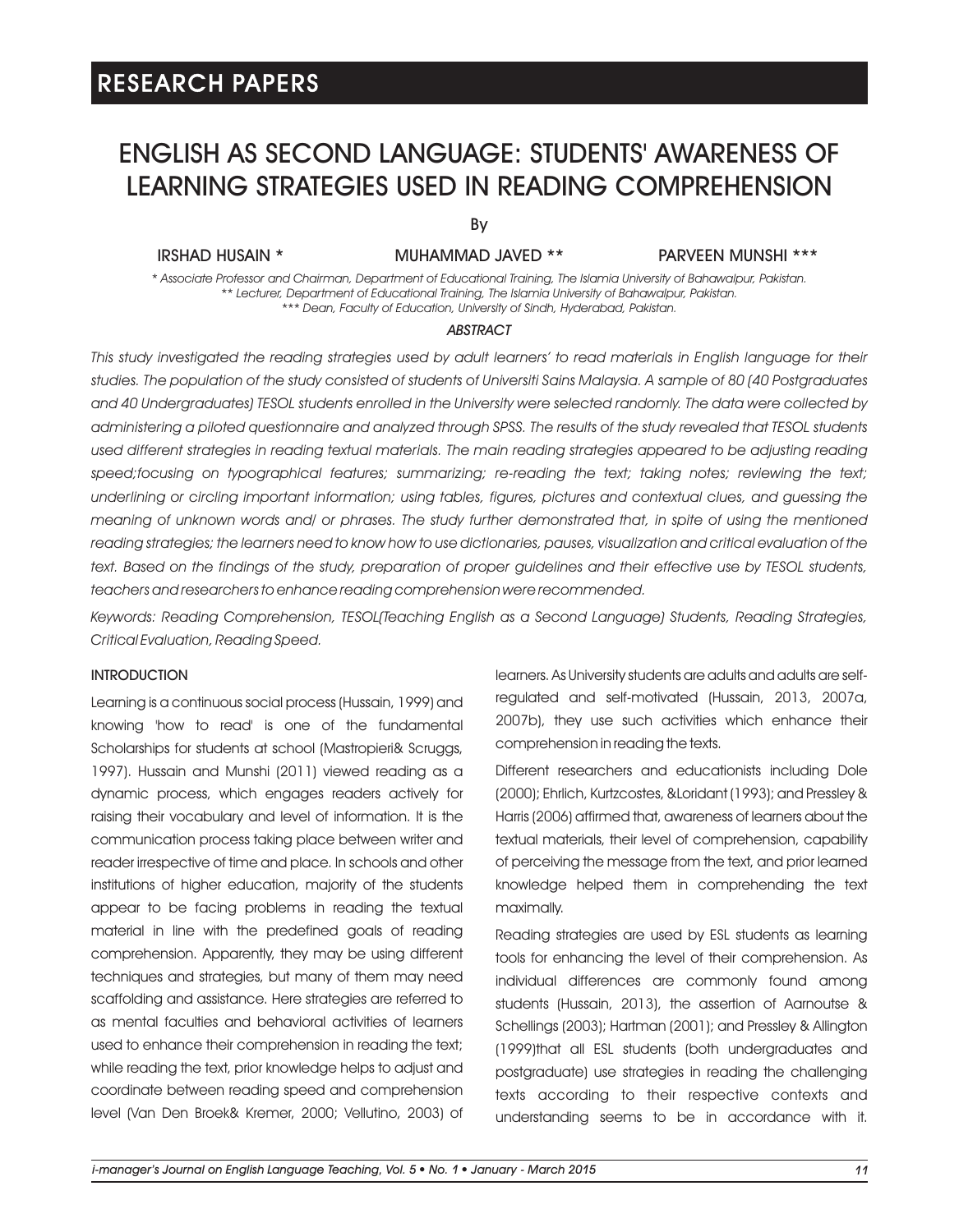RESEARCH PAPERS

# ENGLISH AS SECOND LANGUAGE: STUDENTS' AWARENESS OF LEARNING STRATEGIES USED IN READING COMPREHENSION

By

IRSHAD HUSAIN * MUHAMMAD JAVED ** PARVEEN MUNSHI ***

\* Associate Professor and Chairman, Department of Educational Training, The Islamia University of Bahawalpur, Pakistan.
\*\* Lecturer, Department of Educational Training, The Islamia University of Bahawalpur, Pakistan.
\*\*\* Dean, Faculty of Education, University of Sindh, Hyderabad, Pakistan.

### ABSTRACT

*This study investigated the reading strategies used by adult learners' to read materials in English language for their studies. The population of the study consisted of students of Universiti Sains Malaysia. A sample of 80 (40 Postgraduates and 40 Undergraduates) TESOL students enrolled in the University were selected randomly. The data were collected by administering a piloted questionnaire and analyzed through SPSS. The results of the study revealed that TESOL students used different strategies in reading textual materials. The main reading strategies appeared to be adjusting reading speed;focusing on typographical features; summarizing; re-reading the text; taking notes; reviewing the text; underlining or circling important information; using tables, figures, pictures and contextual clues, and guessing the meaning of unknown words and/ or phrases. The study further demonstrated that, in spite of using the mentioned reading strategies; the learners need to know how to use dictionaries, pauses, visualization and critical evaluation of the text. Based on the findings of the study, preparation of proper guidelines and their effective use by TESOL students, teachers and researchers to enhance reading comprehension were recommended.*

*Keywords: Reading Comprehension, TESOL(Teaching English as a Second Language) Students, Reading Strategies, Critical Evaluation, Reading Speed.*

## INTRODUCTION

Learning is a continuous social process (Hussain, 1999) and knowing 'how to read' is one of the fundamental Scholarships for students at school (Mastropieri& Scruggs, 1997). Hussain and Munshi (2011) viewed reading as a dynamic process, which engages readers actively for raising their vocabulary and level of information. It is the communication process taking place between writer and reader irrespective of time and place. In schools and other institutions of higher education, majority of the students appear to be facing problems in reading the textual material in line with the predefined goals of reading comprehension. Apparently, they may be using different techniques and strategies, but many of them may need scaffolding and assistance. Here strategies are referred to as mental faculties and behavioral activities of learners used to enhance their comprehension in reading the text; while reading the text, prior knowledge helps to adjust and coordinate between reading speed and comprehension level (Van Den Broek& Kremer, 2000; Vellutino, 2003) of learners. As University students are adults and adults are self-regulated and self-motivated (Hussain, 2013, 2007a, 2007b), they use such activities which enhance their comprehension in reading the texts.

Different researchers and educationists including Dole (2000); Ehrlich, Kurtzcostes, &Loridant (1993); and Pressley & Harris (2006) affirmed that, awareness of learners about the textual materials, their level of comprehension, capability of perceiving the message from the text, and prior learned knowledge helped them in comprehending the text maximally.

Reading strategies are used by ESL students as learning tools for enhancing the level of their comprehension. As individual differences are commonly found among students (Hussain, 2013), the assertion of Aarnoutse & Schellings (2003); Hartman (2001); and Pressley & Allington (1999)that all ESL students (both undergraduates and postgraduate) use strategies in reading the challenging texts according to their respective contexts and understanding seems to be in accordance with it.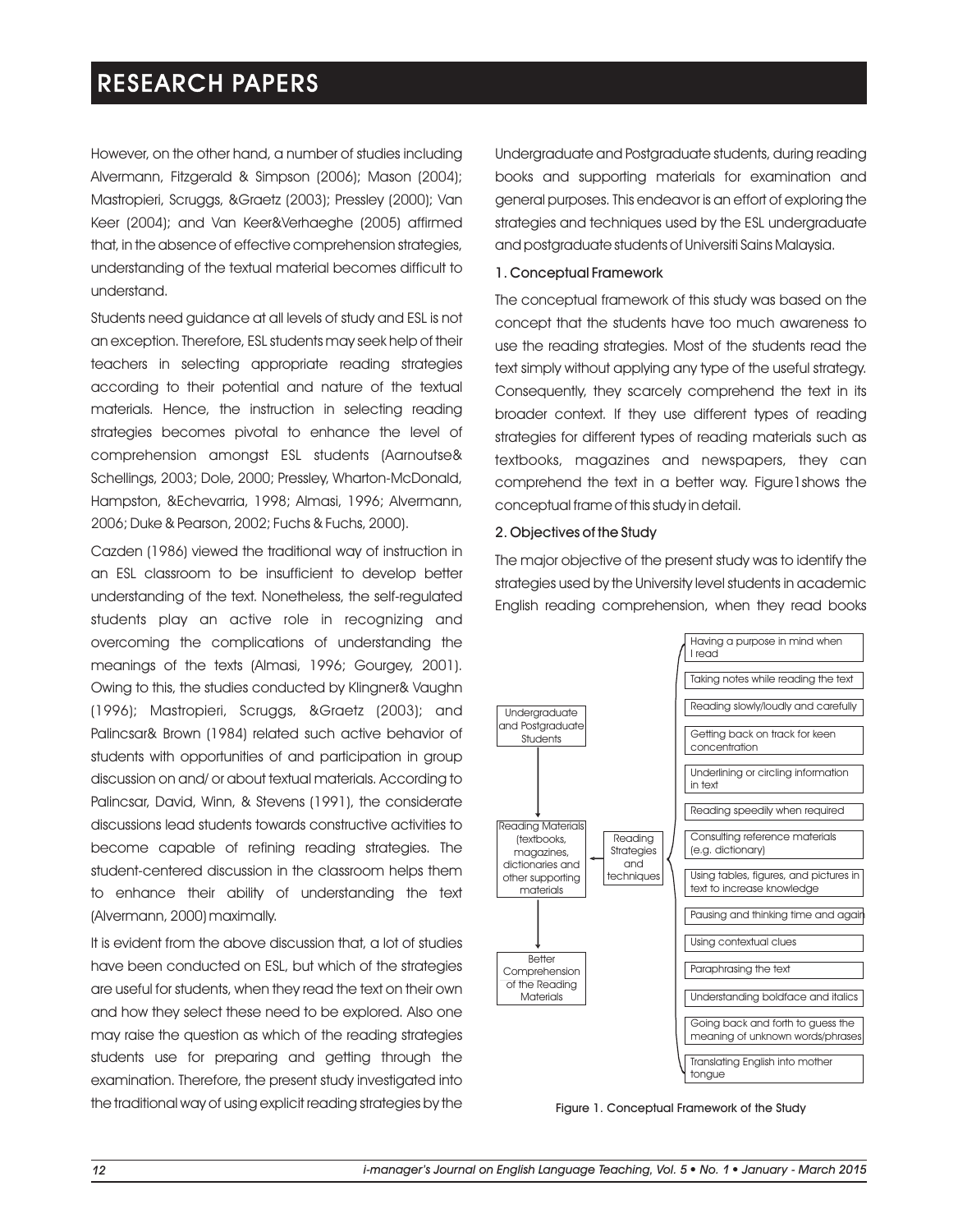However, on the other hand, a number of studies including Alvermann, Fitzgerald & Simpson (2006); Mason (2004); Mastropieri, Scruggs, &Graetz (2003); Pressley (2000); Van Keer (2004); and Van Keer&Verhaeghe (2005) affirmed that, in the absence of effective comprehension strategies, understanding of the textual material becomes difficult to understand.

Students need guidance at all levels of study and ESL is not an exception. Therefore, ESL students may seek help of their teachers in selecting appropriate reading strategies according to their potential and nature of the textual materials. Hence, the instruction in selecting reading strategies becomes pivotal to enhance the level of comprehension amongst ESL students (Aarnoutse& Schellings, 2003; Dole, 2000; Pressley, Wharton-McDonald, Hampston, &Echevarria, 1998; Almasi, 1996; Alvermann, 2006; Duke & Pearson, 2002; Fuchs & Fuchs, 2000).

Cazden (1986) viewed the traditional way of instruction in an ESL classroom to be insufficient to develop better understanding of the text. Nonetheless, the self-regulated students play an active role in recognizing and overcoming the complications of understanding the meanings of the texts (Almasi, 1996; Gourgey, 2001). Owing to this, the studies conducted by Klingner& Vaughn (1996); Mastropieri, Scruggs, &Graetz (2003); and Palincsar& Brown (1984) related such active behavior of students with opportunities of and participation in group discussion on and/ or about textual materials. According to Palincsar, David, Winn, & Stevens (1991), the considerate discussions lead students towards constructive activities to become capable of refining reading strategies. The student-centered discussion in the classroom helps them to enhance their ability of understanding the text (Alvermann, 2000) maximally.

It is evident from the above discussion that, a lot of studies have been conducted on ESL, but which of the strategies are useful for students, when they read the text on their own and how they select these need to be explored. Also one may raise the question as which of the reading strategies students use for preparing and getting through the examination. Therefore, the present study investigated into the traditional way of using explicit reading strategies by the Undergraduate and Postgraduate students, during reading books and supporting materials for examination and general purposes. This endeavor is an effort of exploring the strategies and techniques used by the ESL undergraduate and postgraduate students of Universiti Sains Malaysia.

### 1. Conceptual Framework

The conceptual framework of this study was based on the concept that the students have too much awareness to use the reading strategies. Most of the students read the text simply without applying any type of the useful strategy. Consequently, they scarcely comprehend the text in its broader context. If they use different types of reading strategies for different types of reading materials such as textbooks, magazines and newspapers, they can comprehend the text in a better way. Figure1shows the conceptual frame of this study in detail.

### 2. Objectives of the Study

The major objective of the present study was to identify the strategies used by the University level students in academic English reading comprehension, when they read books

Undergraduate and Postgraduate Students → Reading Materials (textbooks, magazines, dictionaries and other supporting materials) → Better Comprehension of the Reading Materials

Reading Strategies and techniques → Reading Materials

Reading Strategies and techniques:
- Having a purpose in mind when I read
- Taking notes while reading the text
- Reading slowly/loudly and carefully
- Getting back on track for keen concentration
- Underlining or circling information in text
- Reading speedily when required
- Consulting reference materials (e.g. dictionary)
- Using tables, figures, and pictures in text to increase knowledge
- Pausing and thinking time and again
- Using contextual clues
- Paraphrasing the text
- Understanding boldface and italics
- Going back and forth to guess the meaning of unknown words/phrases
- Translating English into mother tongue

Figure 1. Conceptual Framework of the Study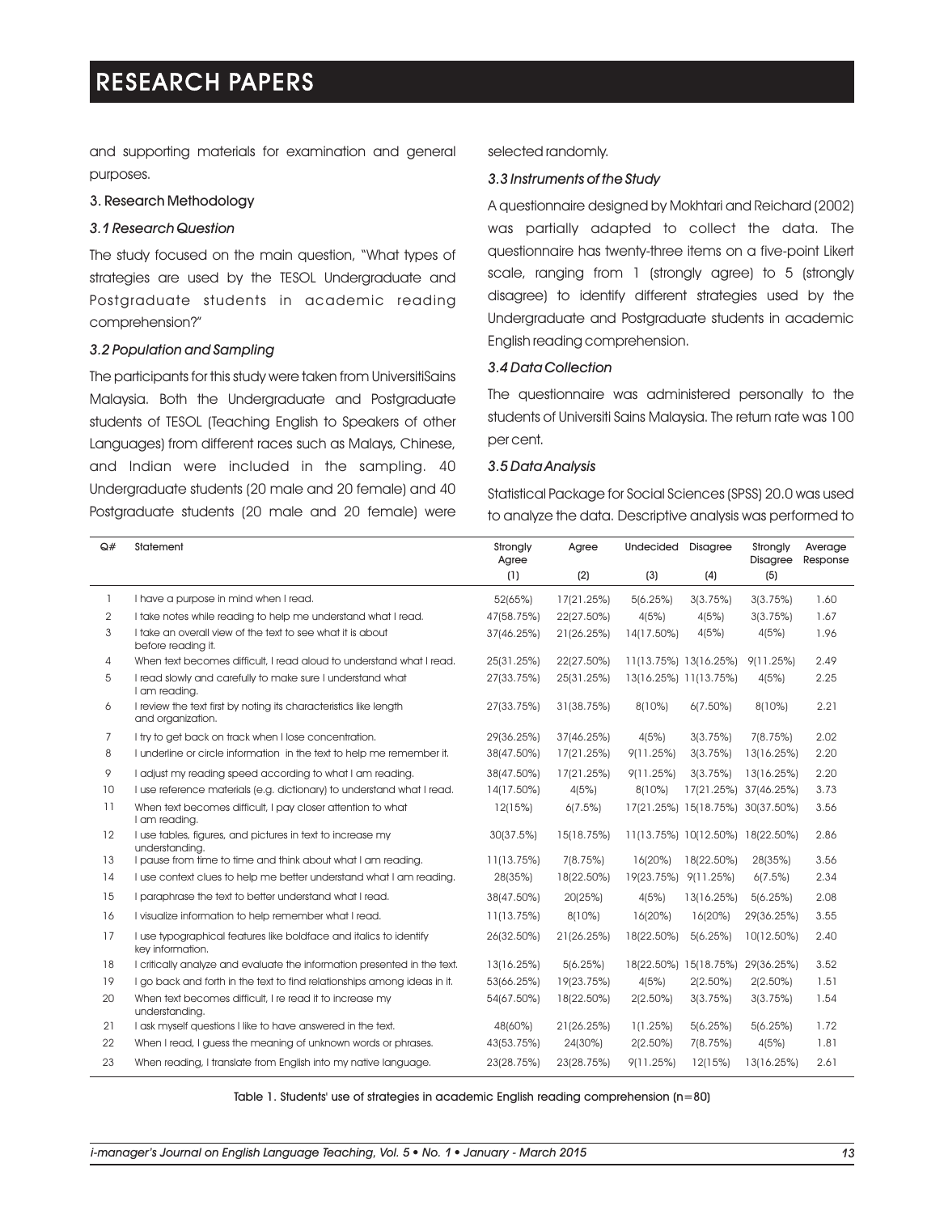and supporting materials for examination and general purposes.

## 3. Research Methodology

### *3.1 Research Question*

The study focused on the main question, "What types of strategies are used by the TESOL Undergraduate and Postgraduate students in academic reading comprehension?"

### *3.2 Population and Sampling*

The participants for this study were taken from UniversitiSains Malaysia. Both the Undergraduate and Postgraduate students of TESOL (Teaching English to Speakers of other Languages) from different races such as Malays, Chinese, and Indian were included in the sampling. 40 Undergraduate students (20 male and 20 female) and 40 Postgraduate students (20 male and 20 female) were selected randomly.

### *3.3 Instruments of the Study*

A questionnaire designed by Mokhtari and Reichard (2002) was partially adapted to collect the data. The questionnaire has twenty-three items on a five-point Likert scale, ranging from 1 (strongly agree) to 5 (strongly disagree) to identify different strategies used by the Undergraduate and Postgraduate students in academic English reading comprehension.

### *3.4 Data Collection*

The questionnaire was administered personally to the students of Universiti Sains Malaysia. The return rate was 100 per cent.

### *3.5 Data Analysis*

Statistical Package for Social Sciences (SPSS) 20.0 was used to analyze the data. Descriptive analysis was performed to

| Q# | Statement | Strongly Agree (1) | Agree (2) | Undecided (3) | Disagree (4) | Strongly Disagree (5) | Average Response |
|---|---|---|---|---|---|---|---|
| 1 | I have a purpose in mind when I read. | 52(65%) | 17(21.25%) | 5(6.25%) | 3(3.75%) | 3(3.75%) | 1.60 |
| 2 | I take notes while reading to help me understand what I read. | 47(58.75%) | 22(27.50%) | 4(5%) | 4(5%) | 3(3.75%) | 1.67 |
| 3 | I take an overall view of the text to see what it is about before reading it. | 37(46.25%) | 21(26.25%) | 14(17.50%) | 4(5%) | 4(5%) | 1.96 |
| 4 | When text becomes difficult, I read aloud to understand what I read. | 25(31.25%) | 22(27.50%) | 11(13.75%) | 13(16.25%) | 9(11.25%) | 2.49 |
| 5 | I read slowly and carefully to make sure I understand what I am reading. | 27(33.75%) | 25(31.25%) | 13(16.25%) | 11(13.75%) | 4(5%) | 2.25 |
| 6 | I review the text first by noting its characteristics like length and organization. | 27(33.75%) | 31(38.75%) | 8(10%) | 6(7.50%) | 8(10%) | 2.21 |
| 7 | I try to get back on track when I lose concentration. | 29(36.25%) | 37(46.25%) | 4(5%) | 3(3.75%) | 7(8.75%) | 2.02 |
| 8 | I underline or circle information in the text to help me remember it. | 38(47.50%) | 17(21.25%) | 9(11.25%) | 3(3.75%) | 13(16.25%) | 2.20 |
| 9 | I adjust my reading speed according to what I am reading. | 38(47.50%) | 17(21.25%) | 9(11.25%) | 3(3.75%) | 13(16.25%) | 2.20 |
| 10 | I use reference materials (e.g. dictionary) to understand what I read. | 14(17.50%) | 4(5%) | 8(10%) | 17(21.25%) | 37(46.25%) | 3.73 |
| 11 | When text becomes difficult, I pay closer attention to what I am reading. | 12(15%) | 6(7.5%) | 17(21.25%) | 15(18.75%) | 30(37.50%) | 3.56 |
| 12 | I use tables, figures, and pictures in text to increase my understanding. | 30(37.5%) | 15(18.75%) | 11(13.75%) | 10(12.50%) | 18(22.50%) | 2.86 |
| 13 | I pause from time to time and think about what I am reading. | 11(13.75%) | 7(8.75%) | 16(20%) | 18(22.50%) | 28(35%) | 3.56 |
| 14 | I use context clues to help me better understand what I am reading. | 28(35%) | 18(22.50%) | 19(23.75%) | 9(11.25%) | 6(7.5%) | 2.34 |
| 15 | I paraphrase the text to better understand what I read. | 38(47.50%) | 20(25%) | 4(5%) | 13(16.25%) | 5(6.25%) | 2.08 |
| 16 | I visualize information to help remember what I read. | 11(13.75%) | 8(10%) | 16(20%) | 16(20%) | 29(36.25%) | 3.55 |
| 17 | I use typographical features like boldface and italics to identify key information. | 26(32.50%) | 21(26.25%) | 18(22.50%) | 5(6.25%) | 10(12.50%) | 2.40 |
| 18 | I critically analyze and evaluate the information presented in the text. | 13(16.25%) | 5(6.25%) | 18(22.50%) | 15(18.75%) | 29(36.25%) | 3.52 |
| 19 | I go back and forth in the text to find relationships among ideas in it. | 53(66.25%) | 19(23.75%) | 4(5%) | 2(2.50%) | 2(2.50%) | 1.51 |
| 20 | When text becomes difficult, I re read it to increase my understanding. | 54(67.50%) | 18(22.50%) | 2(2.50%) | 3(3.75%) | 3(3.75%) | 1.54 |
| 21 | I ask myself questions I like to have answered in the text. | 48(60%) | 21(26.25%) | 1(1.25%) | 5(6.25%) | 5(6.25%) | 1.72 |
| 22 | When I read, I guess the meaning of unknown words or phrases. | 43(53.75%) | 24(30%) | 2(2.50%) | 7(8.75%) | 4(5%) | 1.81 |
| 23 | When reading, I translate from English into my native language. | 23(28.75%) | 23(28.75%) | 9(11.25%) | 12(15%) | 13(16.25%) | 2.61 |

Table 1. Students' use of strategies in academic English reading comprehension (n=80)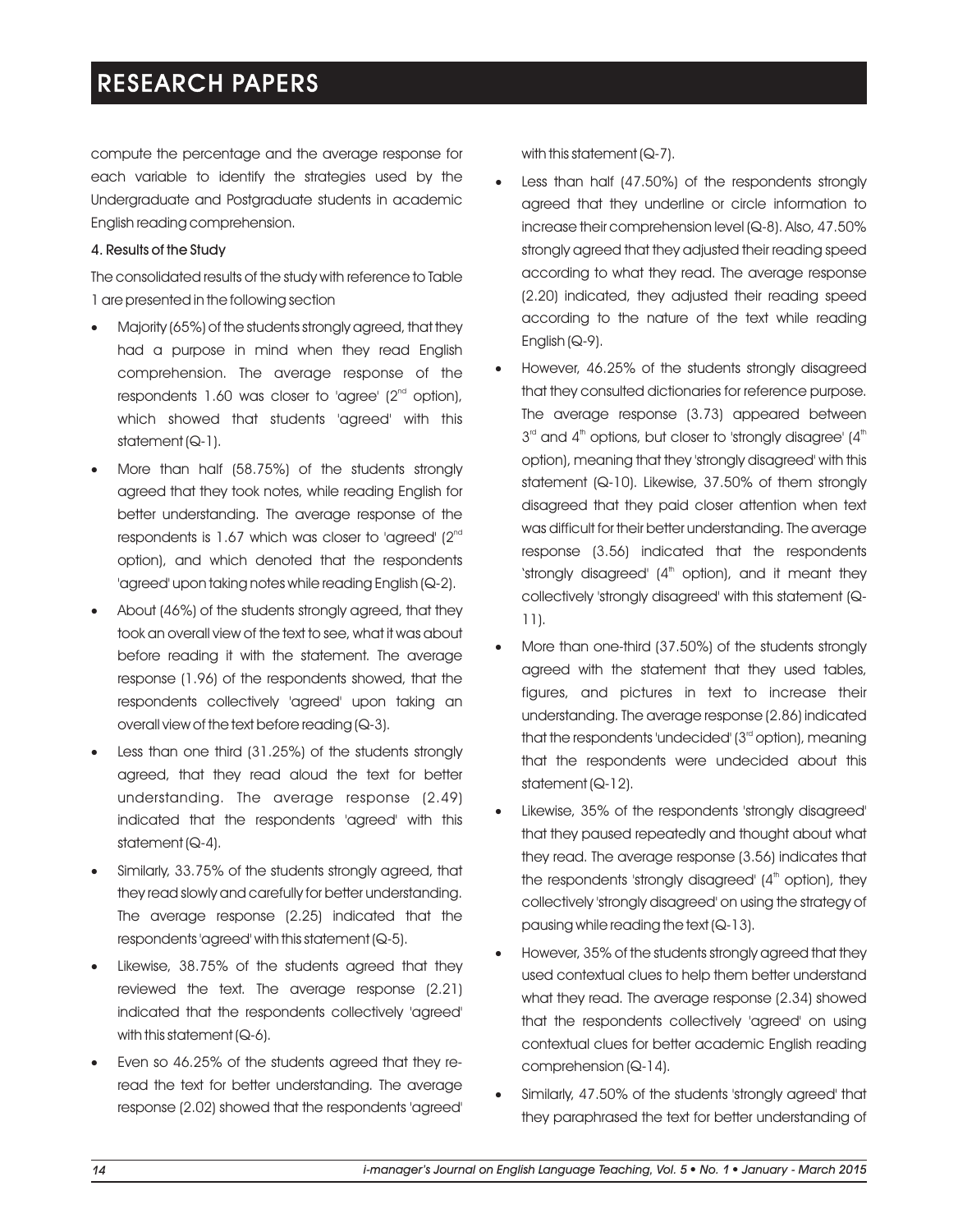compute the percentage and the average response for each variable to identify the strategies used by the Undergraduate and Postgraduate students in academic English reading comprehension.

#### 4. Results of the Study

The consolidated results of the study with reference to Table 1 are presented in the following section

- Majority (65%) of the students strongly agreed, that they had a purpose in mind when they read English comprehension. The average response of the respondents 1.60 was closer to 'agree' (2nd option), which showed that students 'agreed' with this statement (Q-1).
- More than half (58.75%) of the students strongly agreed that they took notes, while reading English for better understanding. The average response of the respondents is 1.67 which was closer to 'agreed' (2nd option), and which denoted that the respondents 'agreed' upon taking notes while reading English (Q-2).
- About (46%) of the students strongly agreed, that they took an overall view of the text to see, what it was about before reading it with the statement. The average response (1.96) of the respondents showed, that the respondents collectively 'agreed' upon taking an overall view of the text before reading (Q-3).
- Less than one third (31.25%) of the students strongly agreed, that they read aloud the text for better understanding. The average response (2.49) indicated that the respondents 'agreed' with this statement (Q-4).
- Similarly, 33.75% of the students strongly agreed, that they read slowly and carefully for better understanding. The average response (2.25) indicated that the respondents 'agreed' with this statement (Q-5).
- Likewise, 38.75% of the students agreed that they reviewed the text. The average response (2.21) indicated that the respondents collectively 'agreed' with this statement (Q-6).
- Even so 46.25% of the students agreed that they re-read the text for better understanding. The average response (2.02) showed that the respondents 'agreed' with this statement (Q-7).
- Less than half (47.50%) of the respondents strongly agreed that they underline or circle information to increase their comprehension level (Q-8). Also, 47.50% strongly agreed that they adjusted their reading speed according to what they read. The average response (2.20) indicated, they adjusted their reading speed according to the nature of the text while reading English (Q-9).
- However, 46.25% of the students strongly disagreed that they consulted dictionaries for reference purpose. The average response (3.73) appeared between 3rd and 4th options, but closer to 'strongly disagree' (4th option), meaning that they 'strongly disagreed' with this statement (Q-10). Likewise, 37.50% of them strongly disagreed that they paid closer attention when text was difficult for their better understanding. The average response (3.56) indicated that the respondents 'strongly disagreed' (4th option), and it meant they collectively 'strongly disagreed' with this statement (Q-11).
- More than one-third (37.50%) of the students strongly agreed with the statement that they used tables, figures, and pictures in text to increase their understanding. The average response (2.86) indicated that the respondents 'undecided' (3rd option), meaning that the respondents were undecided about this statement (Q-12).
- Likewise, 35% of the respondents 'strongly disagreed' that they paused repeatedly and thought about what they read. The average response (3.56) indicates that the respondents 'strongly disagreed' (4th option), they collectively 'strongly disagreed' on using the strategy of pausing while reading the text (Q-13).
- However, 35% of the students strongly agreed that they used contextual clues to help them better understand what they read. The average response (2.34) showed that the respondents collectively 'agreed' on using contextual clues for better academic English reading comprehension (Q-14).
- Similarly, 47.50% of the students 'strongly agreed' that they paraphrased the text for better understanding of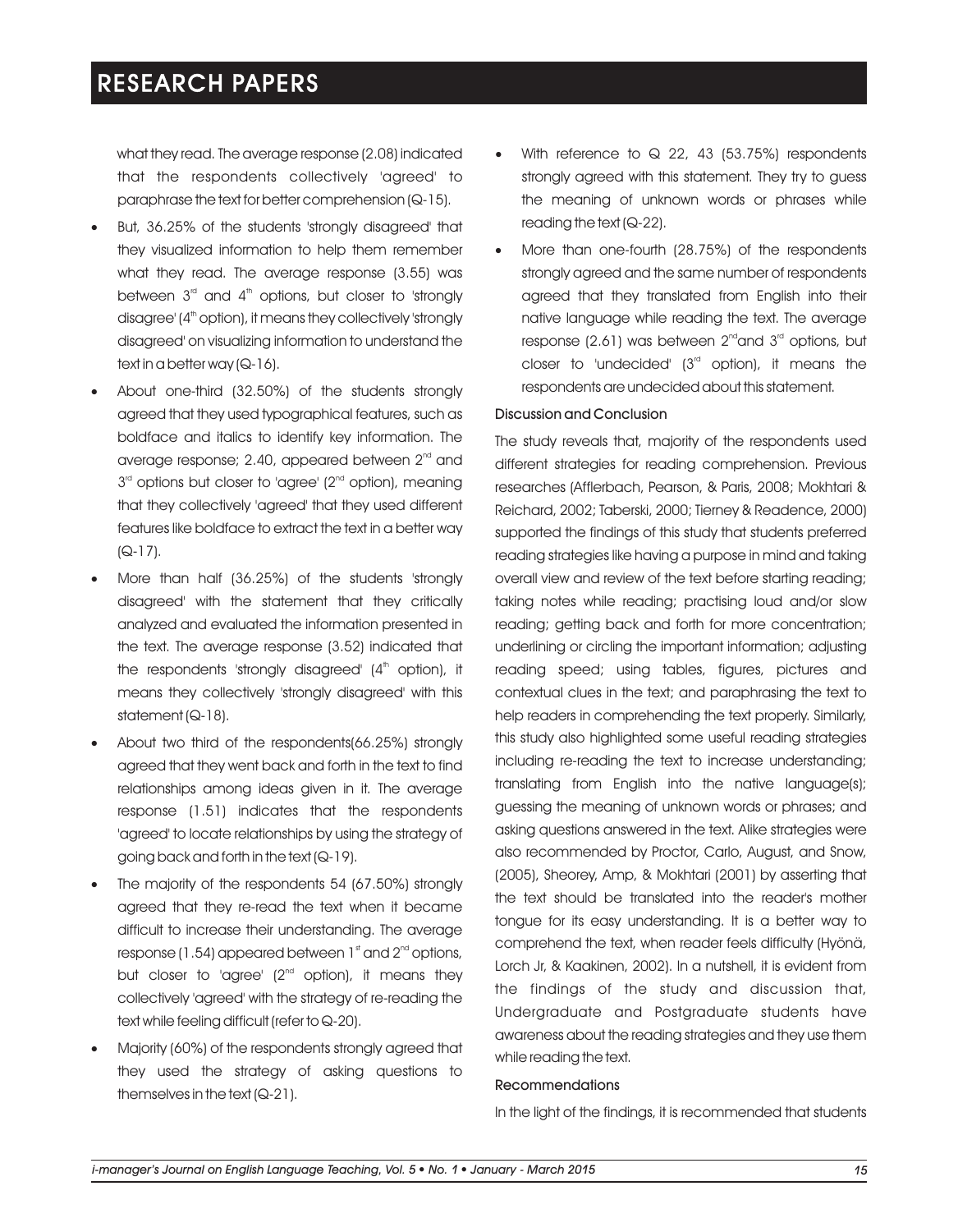what they read. The average response (2.08) indicated that the respondents collectively 'agreed' to paraphrase the text for better comprehension (Q-15).

- But, 36.25% of the students 'strongly disagreed' that they visualized information to help them remember what they read. The average response (3.55) was between 3rd and 4th options, but closer to 'strongly disagree' (4th option), it means they collectively 'strongly disagreed' on visualizing information to understand the text in a better way (Q-16).
- About one-third (32.50%) of the students strongly agreed that they used typographical features, such as boldface and italics to identify key information. The average response; 2.40, appeared between 2nd and 3rd options but closer to 'agree' (2nd option), meaning that they collectively 'agreed' that they used different features like boldface to extract the text in a better way (Q-17).
- More than half (36.25%) of the students 'strongly disagreed' with the statement that they critically analyzed and evaluated the information presented in the text. The average response (3.52) indicated that the respondents 'strongly disagreed' (4th option), it means they collectively 'strongly disagreed' with this statement (Q-18).
- About two third of the respondents(66.25%) strongly agreed that they went back and forth in the text to find relationships among ideas given in it. The average response (1.51) indicates that the respondents 'agreed' to locate relationships by using the strategy of going back and forth in the text (Q-19).
- The majority of the respondents 54 (67.50%) strongly agreed that they re-read the text when it became difficult to increase their understanding. The average response (1.54) appeared between 1st and 2nd options, but closer to 'agree' (2nd option), it means they collectively 'agreed' with the strategy of re-reading the text while feeling difficult (refer to Q-20).
- Majority (60%) of the respondents strongly agreed that they used the strategy of asking questions to themselves in the text (Q-21).
- With reference to Q 22, 43 (53.75%) respondents strongly agreed with this statement. They try to guess the meaning of unknown words or phrases while reading the text (Q-22).
- More than one-fourth (28.75%) of the respondents strongly agreed and the same number of respondents agreed that they translated from English into their native language while reading the text. The average response (2.61) was between 2nd and 3rd options, but closer to 'undecided' (3rd option), it means the respondents are undecided about this statement.

### Discussion and Conclusion

The study reveals that, majority of the respondents used different strategies for reading comprehension. Previous researches (Afflerbach, Pearson, & Paris, 2008; Mokhtari & Reichard, 2002; Taberski, 2000; Tierney & Readence, 2000) supported the findings of this study that students preferred reading strategies like having a purpose in mind and taking overall view and review of the text before starting reading; taking notes while reading; practising loud and/or slow reading; getting back and forth for more concentration; underlining or circling the important information; adjusting reading speed; using tables, figures, pictures and contextual clues in the text; and paraphrasing the text to help readers in comprehending the text properly. Similarly, this study also highlighted some useful reading strategies including re-reading the text to increase understanding; translating from English into the native language(s); guessing the meaning of unknown words or phrases; and asking questions answered in the text. Alike strategies were also recommended by Proctor, Carlo, August, and Snow, (2005), Sheorey, Amp, & Mokhtari (2001) by asserting that the text should be translated into the reader's mother tongue for its easy understanding. It is a better way to comprehend the text, when reader feels difficulty (Hyönä, Lorch Jr, & Kaakinen, 2002). In a nutshell, it is evident from the findings of the study and discussion that, Undergraduate and Postgraduate students have awareness about the reading strategies and they use them while reading the text.

### Recommendations

In the light of the findings, it is recommended that students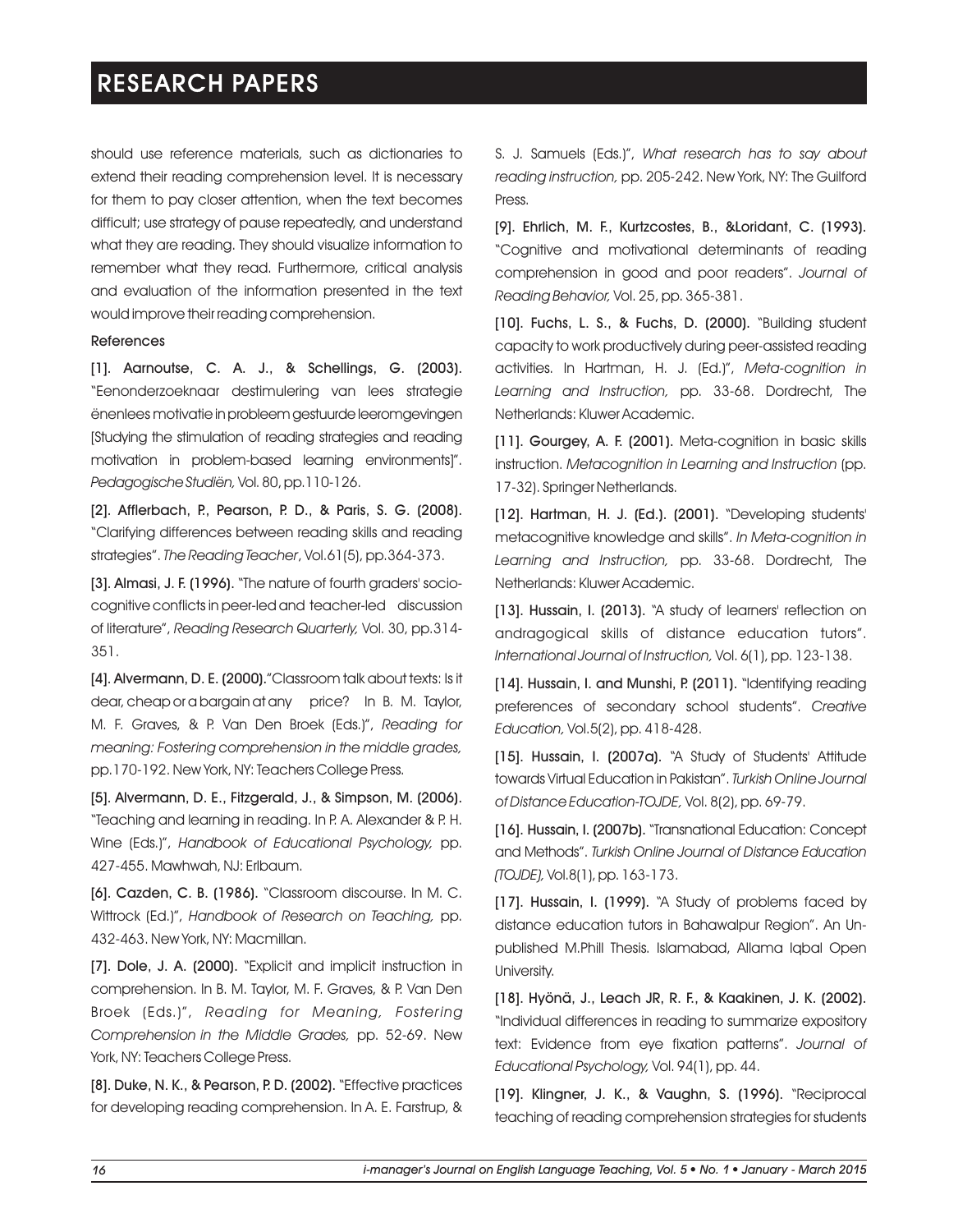should use reference materials, such as dictionaries to extend their reading comprehension level. It is necessary for them to pay closer attention, when the text becomes difficult; use strategy of pause repeatedly, and understand what they are reading. They should visualize information to remember what they read. Furthermore, critical analysis and evaluation of the information presented in the text would improve their reading comprehension.

### References

[1]. **Aarnoutse, C. A. J., & Schellings, G. (2003).** "Eenonderzoeknaar destimulering van lees strategie ënenlees motivatie in probleem gestuurde leeromgevingen [Studying the stimulation of reading strategies and reading motivation in problem-based learning environments]". *Pedagogische Studiën,* Vol. 80, pp.110-126.

[2]. **Afflerbach, P., Pearson, P. D., & Paris, S. G. (2008).** "Clarifying differences between reading skills and reading strategies". *The Reading Teacher*, Vol.61(5), pp.364-373.

[3]. **Almasi, J. F. (1996).** "The nature of fourth graders' socio-cognitive conflicts in peer-led and teacher-led discussion of literature", *Reading Research Quarterly,* Vol. 30, pp.314-351.

[4]. **Alvermann, D. E. (2000).** "Classroom talk about texts: Is it dear, cheap or a bargain at any price? In B. M. Taylor, M. F. Graves, & P. Van Den Broek (Eds.)", *Reading for meaning: Fostering comprehension in the middle grades,* pp.170-192. New York, NY: Teachers College Press.

[5]. **Alvermann, D. E., Fitzgerald, J., & Simpson, M. (2006).** "Teaching and learning in reading. In P. A. Alexander & P. H. Wine (Eds.)", *Handbook of Educational Psychology,* pp. 427-455. Mawhwah, NJ: Erlbaum.

[6]. **Cazden, C. B. (1986).** "Classroom discourse. In M. C. Wittrock (Ed.)", *Handbook of Research on Teaching,* pp. 432-463. New York, NY: Macmillan.

[7]. **Dole, J. A. (2000).** "Explicit and implicit instruction in comprehension. In B. M. Taylor, M. F. Graves, & P. Van Den Broek (Eds.)", *Reading for Meaning, Fostering Comprehension in the Middle Grades,* pp. 52-69. New York, NY: Teachers College Press.

[8]. **Duke, N. K., & Pearson, P. D. (2002).** "Effective practices for developing reading comprehension. In A. E. Farstrup, & S. J. Samuels (Eds.)", *What research has to say about reading instruction,* pp. 205-242. New York, NY: The Guilford Press.

[9]. **Ehrlich, M. F., Kurtzcostes, B., &Loridant, C. (1993).** "Cognitive and motivational determinants of reading comprehension in good and poor readers". *Journal of Reading Behavior,* Vol. 25, pp. 365-381.

[10]. **Fuchs, L. S., & Fuchs, D. (2000).** "Building student capacity to work productively during peer-assisted reading activities. In Hartman, H. J. (Ed.)", *Meta-cognition in Learning and Instruction,* pp. 33-68. Dordrecht, The Netherlands: Kluwer Academic.

[11]. **Gourgey, A. F. (2001).** Meta-cognition in basic skills instruction. *Metacognition in Learning and Instruction* (pp. 17-32). Springer Netherlands.

[12]. **Hartman, H. J. (Ed.). (2001).** "Developing students' metacognitive knowledge and skills". *In Meta-cognition in Learning and Instruction,* pp. 33-68. Dordrecht, The Netherlands: Kluwer Academic.

[13]. **Hussain, I. (2013).** "A study of learners' reflection on andragogical skills of distance education tutors". *International Journal of Instruction,* Vol. 6(1), pp. 123-138.

[14]. **Hussain, I. and Munshi, P. (2011).** "Identifying reading preferences of secondary school students". *Creative Education,* Vol.5(2), pp. 418-428.

[15]. **Hussain, I. (2007a).** "A Study of Students' Attitude towards Virtual Education in Pakistan". *Turkish Online Journal of Distance Education-TOJDE,* Vol. 8(2), pp. 69-79.

[16]. **Hussain, I. (2007b).** "Transnational Education: Concept and Methods". *Turkish Online Journal of Distance Education (TOJDE),* Vol.8(1), pp. 163-173.

[17]. **Hussain, I. (1999).** "A Study of problems faced by distance education tutors in Bahawalpur Region". An Unpublished M.Phill Thesis. Islamabad, Allama Iqbal Open University.

[18]. **Hyönä, J., Leach JR, R. F., & Kaakinen, J. K. (2002).** "Individual differences in reading to summarize expository text: Evidence from eye fixation patterns". *Journal of Educational Psychology,* Vol. 94(1), pp. 44.

[19]. **Klingner, J. K., & Vaughn, S. (1996).** "Reciprocal teaching of reading comprehension strategies for students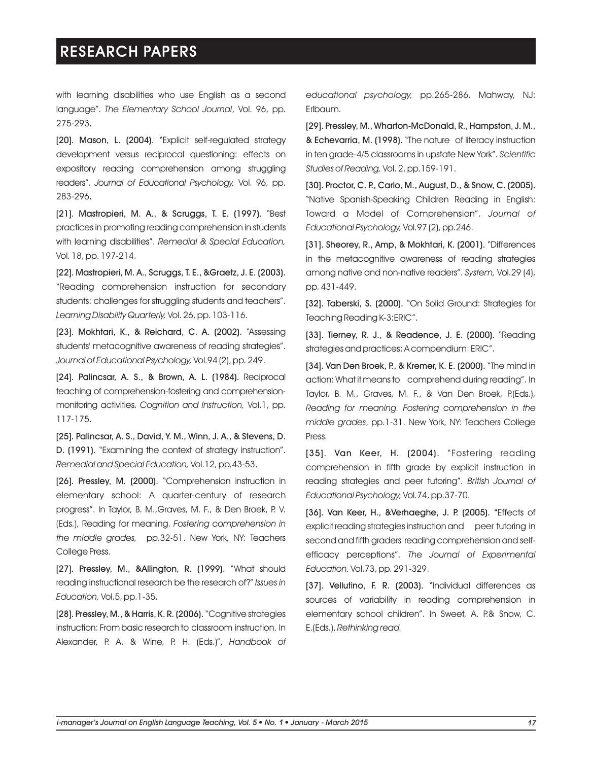with learning disabilities who use English as a second language". *The Elementary School Journal*, Vol. 96, pp. 275-293.

**[20]. Mason, L. (2004).** "Explicit self-regulated strategy development versus reciprocal questioning: effects on expository reading comprehension among struggling readers". *Journal of Educational Psychology,* Vol. 96, pp. 283-296.

**[21]. Mastropieri, M. A., & Scruggs, T. E. (1997).** "Best practices in promoting reading comprehension in students with learning disabilities". *Remedial & Special Education,* Vol. 18, pp. 197-214.

**[22]. Mastropieri, M. A., Scruggs, T. E., &Graetz, J. E. (2003).** "Reading comprehension instruction for secondary students: challenges for struggling students and teachers". *Learning Disability Quarterly,* Vol. 26, pp. 103-116.

**[23]. Mokhtari, K., & Reichard, C. A. (2002).** "Assessing students' metacognitive awareness of reading strategies". *Journal of Educational Psychology,* Vol.94 (2), pp. 249.

**[24]. Palincsar, A. S., & Brown, A. L. (1984).** Reciprocal teaching of comprehension-fostering and comprehension-monitoring activities. *Cognition and Instruction,* Vol.1, pp. 117-175.

**[25]. Palincsar, A. S., David, Y. M., Winn, J. A., & Stevens, D. D. (1991).** "Examining the context of strategy instruction". *Remedial and Special Education,* Vol.12, pp.43-53.

**[26]. Pressley, M. (2000).** "Comprehension instruction in elementary school: A quarter-century of research progress". In Taylor, B. M.,Graves, M. F., & Den Broek, P. V. (Eds.), Reading for meaning. *Fostering comprehension in the middle grades,* pp.32-51. New York, NY: Teachers College Press.

**[27]. Pressley, M., &Allington, R. (1999).** "What should reading instructional research be the research of?" *Issues in Education,* Vol.5, pp.1-35.

**[28]. Pressley, M., & Harris, K. R. (2006).** "Cognitive strategies instruction: From basic research to classroom instruction. In Alexander, P. A. & Wine, P. H. (Eds.)", *Handbook of educational psychology,* pp.265-286. Mahway, NJ: Erlbaum.

**[29]. Pressley, M., Wharton-McDonald, R., Hampston, J. M., & Echevarria, M. (1998).** "The nature of literacy instruction in ten grade-4/5 classrooms in upstate New York". *Scientific Studies of Reading,* Vol. 2, pp.159-191.

**[30]. Proctor, C. P., Carlo, M., August, D., & Snow, C. (2005).** "Native Spanish-Speaking Children Reading in English: Toward a Model of Comprehension". *Journal of Educational Psychology,* Vol.97 (2), pp.246.

**[31]. Sheorey, R., Amp, & Mokhtari, K. (2001).** "Differences in the metacognitive awareness of reading strategies among native and non-native readers". *System,* Vol.29 (4), pp. 431-449.

**[32]. Taberski, S. (2000).** "On Solid Ground: Strategies for Teaching Reading K-3:ERIC".

**[33]. Tierney, R. J., & Readence, J. E. (2000).** "Reading strategies and practices: A compendium: ERIC".

**[34]. Van Den Broek, P., & Kremer, K. E. (2000).** "The mind in action: What it means to comprehend during reading". In Taylor, B. M., Graves, M. F., & Van Den Broek, P.(Eds.), *Reading for meaning. Fostering comprehension in the middle grades*, pp.1-31. New York, NY: Teachers College Press.

**[35]. Van Keer, H. (2004).** "Fostering reading comprehension in fifth grade by explicit instruction in reading strategies and peer tutoring". *British Journal of Educational Psychology,* Vol.74, pp.37-70.

**[36]. Van Keer, H., &Verhaeghe, J. P. (2005).** "Effects of explicit reading strategies instruction and peer tutoring in second and fifth graders' reading comprehension and self-efficacy perceptions". *The Journal of Experimental Education,* Vol.73, pp. 291-329.

**[37]. Vellutino, F. R. (2003).** "Individual differences as sources of variability in reading comprehension in elementary school children". In Sweet, A. P.& Snow, C. E.(Eds.), *Rethinking read.*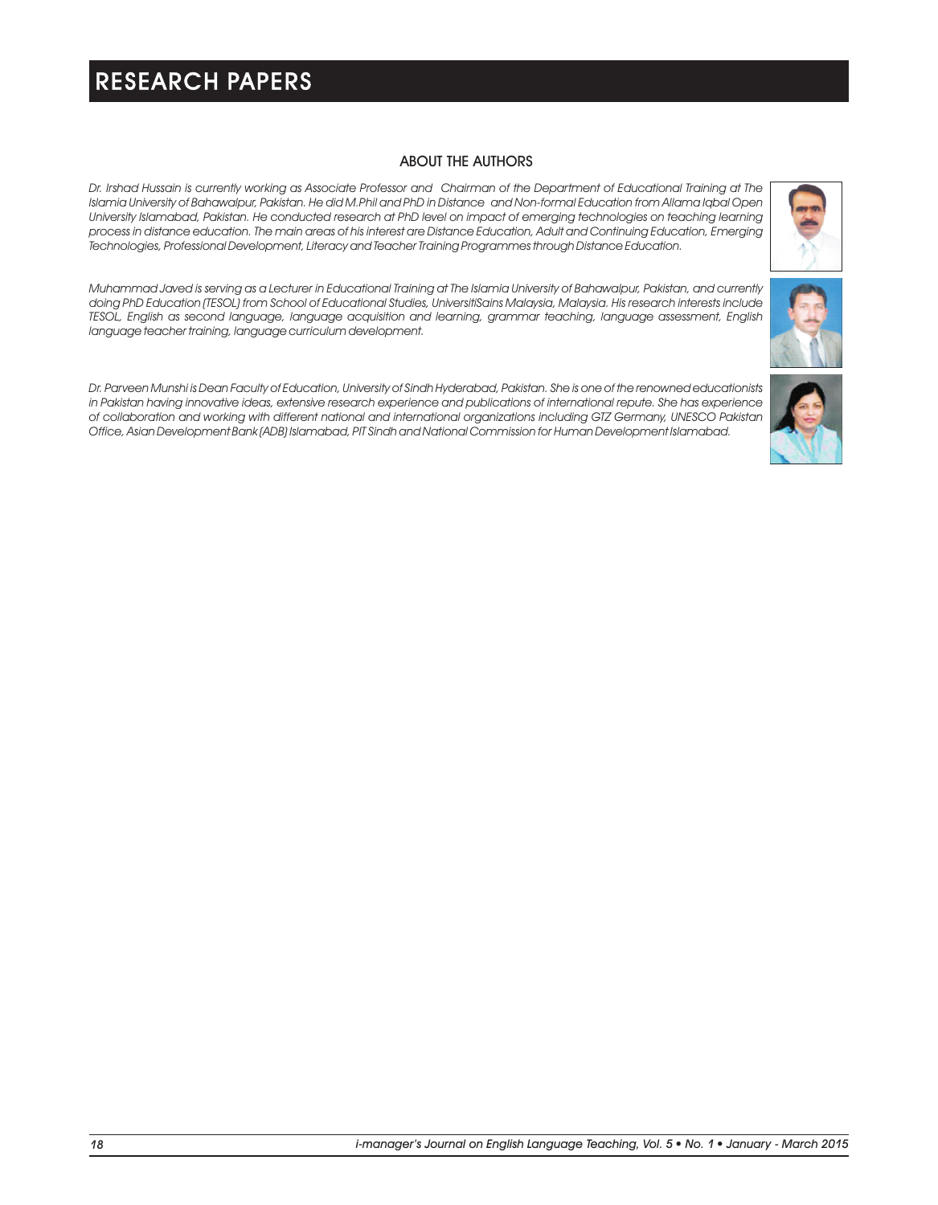## ABOUT THE AUTHORS

*Dr. Irshad Hussain is currently working as Associate Professor and Chairman of the Department of Educational Training at The Islamia University of Bahawalpur, Pakistan. He did M.Phil and PhD in Distance and Non-formal Education from Allama Iqbal Open University Islamabad, Pakistan. He conducted research at PhD level on impact of emerging technologies on teaching learning process in distance education. The main areas of his interest are Distance Education, Adult and Continuing Education, Emerging Technologies, Professional Development, Literacy and Teacher Training Programmes through Distance Education.*

*Muhammad Javed is serving as a Lecturer in Educational Training at The Islamia University of Bahawalpur, Pakistan, and currently doing PhD Education (TESOL) from School of Educational Studies, UniversitiSains Malaysia, Malaysia. His research interests include TESOL, English as second language, language acquisition and learning, grammar teaching, language assessment, English language teacher training, language curriculum development.*

*Dr. Parveen Munshi is Dean Faculty of Education, University of Sindh Hyderabad, Pakistan. She is one of the renowned educationists in Pakistan having innovative ideas, extensive research experience and publications of international repute. She has experience of collaboration and working with different national and international organizations including GTZ Germany, UNESCO Pakistan Office, Asian Development Bank (ADB) Islamabad, PIT Sindh and National Commission for Human Development Islamabad.*